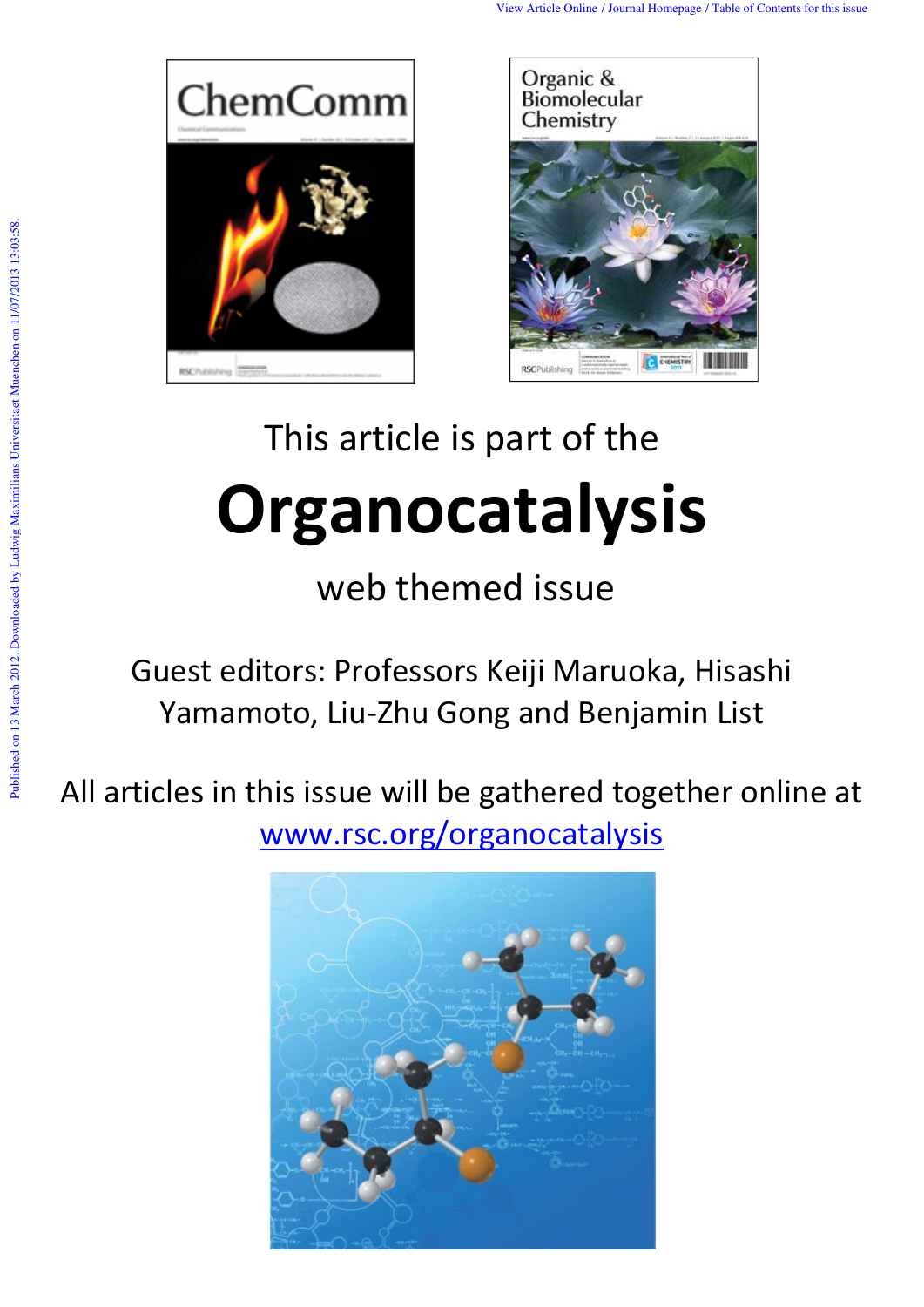This article is part of the

# Organocatalysis

web themed issue

Guest editors: Professors Keiji Maruoka, Hisashi Yamamoto, Liu-Zhu Gong and Benjamin List

All articles in this issue will be gathered together online at www.rsc.org/organocatalysis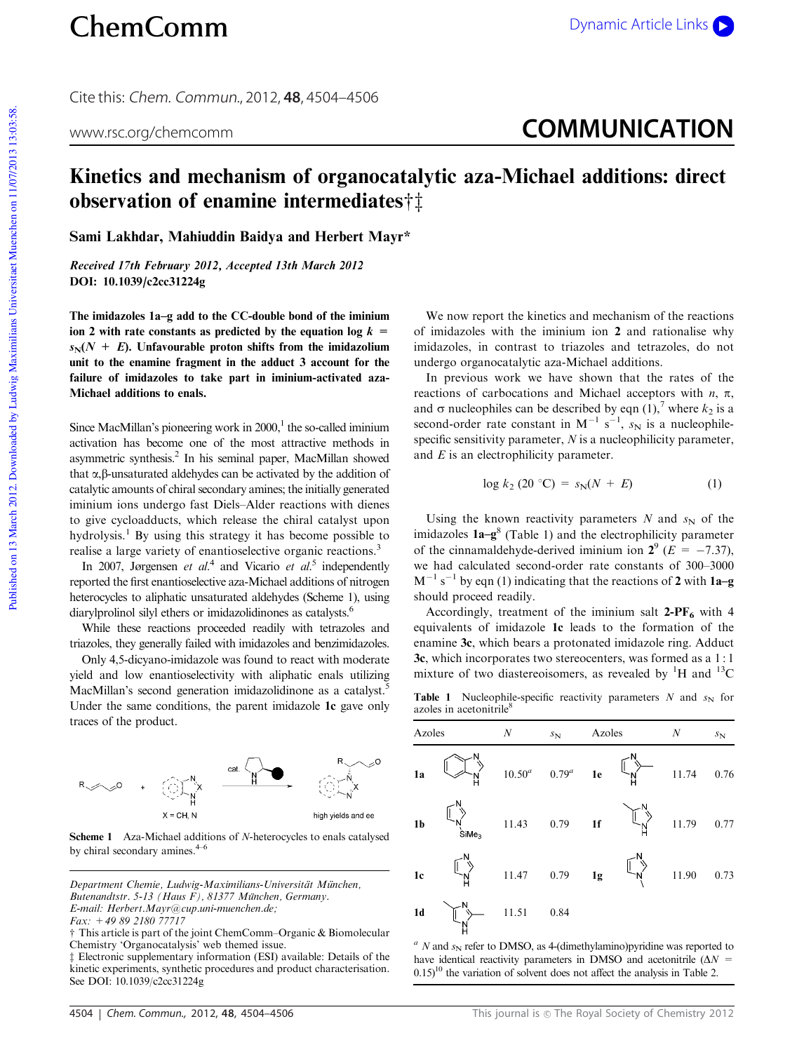# ChemComm

Cite this: *Chem. Commun.*, 2012, **48**, 4504–4506

www.rsc.org/chemcomm

## COMMUNICATION

# Kinetics and mechanism of organocatalytic aza-Michael additions: direct observation of enamine intermediates†‡

**Sami Lakhdar, Mahiuddin Baidya and Herbert Mayr***

*Received 17th February 2012, Accepted 13th March 2012*
**DOI: 10.1039/c2cc31224g**

**The imidazoles 1a–g add to the CC-double bond of the iminium ion 2 with rate constants as predicted by the equation log $k = s_N(N + E)$. Unfavourable proton shifts from the imidazolium unit to the enamine fragment in the adduct 3 account for the failure of imidazoles to take part in iminium-activated aza-Michael additions to enals.**

Since MacMillan's pioneering work in 2000,[1] the so-called iminium activation has become one of the most attractive methods in asymmetric synthesis.[2] In his seminal paper, MacMillan showed that α,β-unsaturated aldehydes can be activated by the addition of catalytic amounts of chiral secondary amines; the initially generated iminium ions undergo fast Diels–Alder reactions with dienes to give cycloadducts, which release the chiral catalyst upon hydrolysis.[1] By using this strategy it has become possible to realise a large variety of enantioselective organic reactions.[3]

In 2007, Jørgensen *et al.*[4] and Vicario *et al.*[5] independently reported the first enantioselective aza-Michael additions of nitrogen heterocycles to aliphatic unsaturated aldehydes (Scheme 1), using diarylprolinol silyl ethers or imidazolidinones as catalysts.[6]

While these reactions proceeded readily with tetrazoles and triazoles, they generally failed with imidazoles and benzimidazoles.

Only 4,5-dicyano-imidazole was found to react with moderate yield and low enantioselectivity with aliphatic enals utilizing MacMillan's second generation imidazolidinone as a catalyst.[5] Under the same conditions, the parent imidazole **1c** gave only traces of the product.

Scheme 1 Aza-Michael additions of *N*-heterocycles to enals catalysed by chiral secondary amines.[4–6]

*Department Chemie, Ludwig-Maximilians-Universität München, Butenandtstr. 5-13 (Haus F), 81377 München, Germany. E-mail: Herbert.Mayr@cup.uni-muenchen.de; Fax: +49 89 2180 77717*

† This article is part of the joint ChemComm–Organic & Biomolecular Chemistry 'Organocatalysis' web themed issue.

‡ Electronic supplementary information (ESI) available: Details of the kinetic experiments, synthetic procedures and product characterisation. See DOI: 10.1039/c2cc31224g

We now report the kinetics and mechanism of the reactions of imidazoles with the iminium ion **2** and rationalise why imidazoles, in contrast to triazoles and tetrazoles, do not undergo organocatalytic aza-Michael additions.

In previous work we have shown that the rates of the reactions of carbocations and Michael acceptors with *n*, π, and σ nucleophiles can be described by eqn (1),[7] where $k_2$ is a second-order rate constant in $M^{-1}\ s^{-1}$, $s_N$ is a nucleophile-specific sensitivity parameter, $N$ is a nucleophilicity parameter, and $E$ is an electrophilicity parameter.

$$\log k_2\ (20\ °C) = s_N(N + E) \qquad (1)$$

Using the known reactivity parameters $N$ and $s_N$ of the imidazoles **1a–g**[8] (Table 1) and the electrophilicity parameter of the cinnamaldehyde-derived iminium ion **2**[9] ($E = -7.37$), we had calculated second-order rate constants of 300–3000 $M^{-1}\ s^{-1}$ by eqn (1) indicating that the reactions of **2** with **1a–g** should proceed readily.

Accordingly, treatment of the iminium salt **2-PF₆** with 4 equivalents of imidazole **1c** leads to the formation of the enamine **3c**, which bears a protonated imidazole ring. Adduct **3c**, which incorporates two stereocenters, was formed as a 1 : 1 mixture of two diastereoisomers, as revealed by ¹H and ¹³C

**Table 1** Nucleophile-specific reactivity parameters $N$ and $s_N$ for azoles in acetonitrile[8]

| Azoles | $N$ | $s_N$ | Azoles | $N$ | $s_N$ |
|---|---|---|---|---|---|
| **1a** | 10.50[a] | 0.79[a] | **1e** | 11.74 | 0.76 |
| **1b** | 11.43 | 0.79 | **1f** | 11.79 | 0.77 |
| **1c** | 11.47 | 0.79 | **1g** | 11.90 | 0.73 |
| **1d** | 11.51 | 0.84 | | | |

[a] $N$ and $s_N$ refer to DMSO, as 4-(dimethylamino)pyridine was reported to have identical reactivity parameters in DMSO and acetonitrile ($\Delta N$ = 0.15)[10] the variation of solvent does not affect the analysis in Table 2.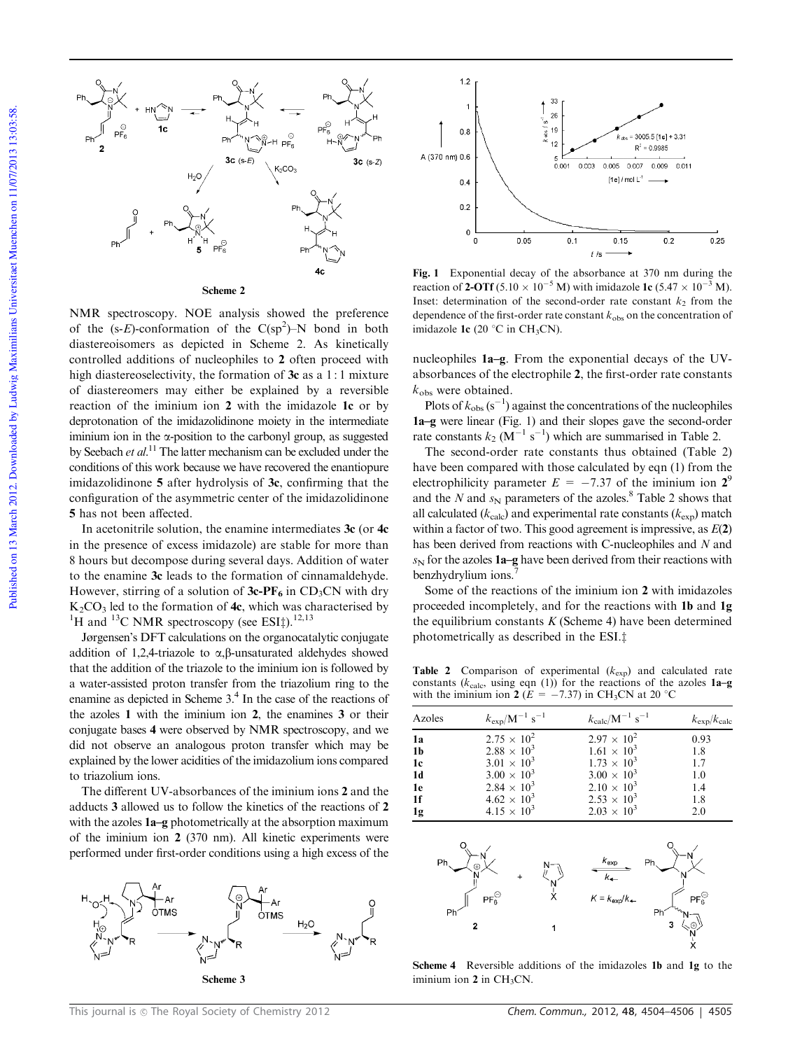**Scheme 2**

NMR spectroscopy. NOE analysis showed the preference of the (s-*E*)-conformation of the $C(sp^2)$–N bond in both diastereoisomers as depicted in Scheme 2. As kinetically controlled additions of nucleophiles to **2** often proceed with high diastereoselectivity, the formation of **3c** as a 1 : 1 mixture of diastereomers may either be explained by a reversible reaction of the iminium ion **2** with the imidazole **1c** or by deprotonation of the imidazolidinone moiety in the intermediate iminium ion in the α-position to the carbonyl group, as suggested by Seebach *et al.*[11] The latter mechanism can be excluded under the conditions of this work because we have recovered the enantiopure imidazolidinone **5** after hydrolysis of **3c**, confirming that the configuration of the asymmetric center of the imidazolidinone **5** has not been affected.

In acetonitrile solution, the enamine intermediates **3c** (or **4c** in the presence of excess imidazole) are stable for more than 8 hours but decompose during several days. Addition of water to the enamine **3c** leads to the formation of cinnamaldehyde. However, stirring of a solution of **3c-PF$_6$** in $CD_3CN$ with dry $K_2CO_3$ led to the formation of **4c**, which was characterised by $^1H$ and $^{13}C$ NMR spectroscopy (see ESI‡).[12,13]

Jørgensen's DFT calculations on the organocatalytic conjugate addition of 1,2,4-triazole to α,β-unsaturated aldehydes showed that the addition of the triazole to the iminium ion is followed by a water-assisted proton transfer from the triazolium ring to the enamine as depicted in Scheme 3.[4] In the case of the reactions of the azoles **1** with the iminium ion **2**, the enamines **3** or their conjugate bases **4** were observed by NMR spectroscopy, and we did not observe an analogous proton transfer which may be explained by the lower acidities of the imidazolium ions compared to triazolium ions.

The different UV-absorbances of the iminium ions **2** and the adducts **3** allowed us to follow the kinetics of the reactions of **2** with the azoles **1a–g** photometrically at the absorption maximum of the iminium ion **2** (370 nm). All kinetic experiments were performed under first-order conditions using a high excess of the nucleophiles **1a–g**. From the exponential decays of the UV-absorbances of the electrophile **2**, the first-order rate constants $k_{obs}$ were obtained.

**Scheme 3**

**Fig. 1** Exponential decay of the absorbance at 370 nm during the reaction of **2-OTf** ($5.10 \times 10^{-5}$ M) with imidazole **1c** ($5.47 \times 10^{-3}$ M). Inset: determination of the second-order rate constant $k_2$ from the dependence of the first-order rate constant $k_{obs}$ on the concentration of imidazole **1c** (20 °C in $CH_3CN$).

Plots of $k_{obs}$ ($s^{-1}$) against the concentrations of the nucleophiles **1a–g** were linear (Fig. 1) and their slopes gave the second-order rate constants $k_2$ ($M^{-1}\ s^{-1}$) which are summarised in Table 2.

The second-order rate constants thus obtained (Table 2) have been compared with those calculated by eqn (1) from the electrophilicity parameter $E = -7.37$ of the iminium ion **2**[9] and the $N$ and $s_N$ parameters of the azoles.[8] Table 2 shows that all calculated ($k_{calc}$) and experimental rate constants ($k_{exp}$) match within a factor of two. This good agreement is impressive, as $E$(**2**) has been derived from reactions with C-nucleophiles and $N$ and $s_N$ for the azoles **1a–g** have been derived from their reactions with benzhydrylium ions.[7]

Some of the reactions of the iminium ion **2** with imidazoles proceeded incompletely, and for the reactions with **1b** and **1g** the equilibrium constants $K$ (Scheme 4) have been determined photometrically as described in the ESI.‡

**Table 2** Comparison of experimental ($k_{exp}$) and calculated rate constants ($k_{calc}$, using eqn (1)) for the reactions of the azoles **1a–g** with the iminium ion **2** ($E = -7.37$) in $CH_3CN$ at 20 °C

| Azoles | $k_{exp}$/$M^{-1}\ s^{-1}$ | $k_{calc}$/$M^{-1}\ s^{-1}$ | $k_{exp}/k_{calc}$ |
|---|---|---|---|
| **1a** | $2.75 \times 10^2$ | $2.97 \times 10^2$ | 0.93 |
| **1b** | $2.88 \times 10^3$ | $1.61 \times 10^3$ | 1.8 |
| **1c** | $3.01 \times 10^3$ | $1.73 \times 10^3$ | 1.7 |
| **1d** | $3.00 \times 10^3$ | $3.00 \times 10^3$ | 1.0 |
| **1e** | $2.84 \times 10^3$ | $2.10 \times 10^3$ | 1.4 |
| **1f** | $4.62 \times 10^3$ | $2.53 \times 10^3$ | 1.8 |
| **1g** | $4.15 \times 10^3$ | $2.03 \times 10^3$ | 2.0 |

**Scheme 4** Reversible additions of the imidazoles **1b** and **1g** to the iminium ion **2** in $CH_3CN$.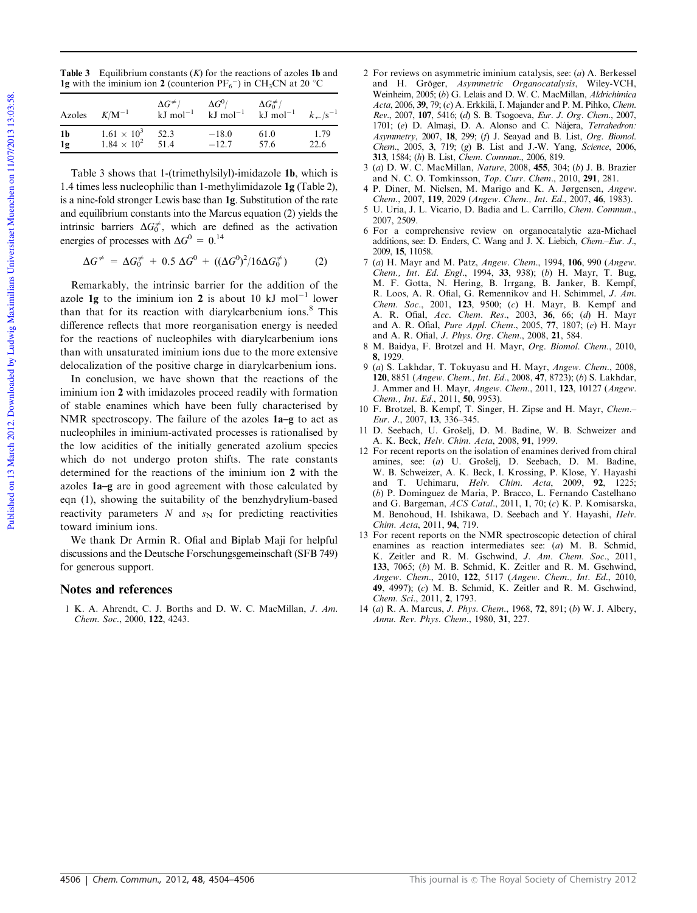**Table 3** Equilibrium constants ($K$) for the reactions of azoles **1b** and **1g** with the iminium ion **2** (counterion $PF_6^-$) in $CH_3CN$ at 20 °C

| Azoles | $K$/M$^{-1}$ | $\Delta G^{\neq}$/ kJ mol$^{-1}$ | $\Delta G^0$/ kJ mol$^{-1}$ | $\Delta G_0^{\neq}$/ kJ mol$^{-1}$ | $k_{\leftarrow}$/s$^{-1}$ |
|---|---|---|---|---|---|
| **1b** | $1.61 \times 10^3$ | 52.3 | −18.0 | 61.0 | 1.79 |
| **1g** | $1.84 \times 10^2$ | 51.4 | −12.7 | 57.6 | 22.6 |

Table 3 shows that 1-(trimethylsilyl)-imidazole **1b**, which is 1.4 times less nucleophilic than 1-methylimidazole **1g** (Table 2), is a nine-fold stronger Lewis base than **1g**. Substitution of the rate and equilibrium constants into the Marcus equation (2) yields the intrinsic barriers $\Delta G_0^{\neq}$, which are defined as the activation energies of processes with $\Delta G^0 = 0$.[14]

$$\Delta G^{\neq} = \Delta G_0^{\neq} + 0.5\,\Delta G^0 + ((\Delta G^0)^2/16\Delta G_0^{\neq}) \qquad (2)$$

Remarkably, the intrinsic barrier for the addition of the azole **1g** to the iminium ion **2** is about 10 kJ mol$^{-1}$ lower than that for its reaction with diarylcarbenium ions.[8] This difference reflects that more reorganisation energy is needed for the reactions of nucleophiles with diarylcarbenium ions than with unsaturated iminium ions due to the more extensive delocalization of the positive charge in diarylcarbenium ions.

In conclusion, we have shown that the reactions of the iminium ion **2** with imidazoles proceed readily with formation of stable enamines which have been fully characterised by NMR spectroscopy. The failure of the azoles **1a–g** to act as nucleophiles in iminium-activated processes is rationalised by the low acidities of the initially generated azolium species which do not undergo proton shifts. The rate constants determined for the reactions of the iminium ion **2** with the azoles **1a–g** are in good agreement with those calculated by eqn (1), showing the suitability of the benzhydrylium-based reactivity parameters $N$ and $s_N$ for predicting reactivities toward iminium ions.

We thank Dr Armin R. Ofial and Biplab Maji for helpful discussions and the Deutsche Forschungsgemeinschaft (SFB 749) for generous support.

## Notes and references

1 K. A. Ahrendt, C. J. Borths and D. W. C. MacMillan, *J. Am. Chem. Soc.*, 2000, **122**, 4243.

2 For reviews on asymmetric iminium catalysis, see: (*a*) A. Berkessel and H. Gröger, *Asymmetric Organocatalysis*, Wiley-VCH, Weinheim, 2005; (*b*) G. Lelais and D. W. C. MacMillan, *Aldrichimica Acta*, 2006, **39**, 79; (*c*) A. Erkkilä, I. Majander and P. M. Pihko, *Chem. Rev.*, 2007, **107**, 5416; (*d*) S. B. Tsogoeva, *Eur. J. Org. Chem.*, 2007, 1701; (*e*) D. Almaşi, D. A. Alonso and C. Nájera, *Tetrahedron: Asymmetry*, 2007, **18**, 299; (*f*) J. Seayad and B. List, *Org. Biomol. Chem.*, 2005, **3**, 719; (*g*) B. List and J.-W. Yang, *Science*, 2006, **313**, 1584; (*h*) B. List, *Chem. Commun.*, 2006, 819.

3 (*a*) D. W. C. MacMillan, *Nature*, 2008, **455**, 304; (*b*) J. B. Brazier and N. C. O. Tomkinsson, *Top. Curr. Chem.*, 2010, **291**, 281.

4 P. Diner, M. Nielsen, M. Marigo and K. A. Jørgensen, *Angew. Chem.*, 2007, **119**, 2029 (*Angew. Chem., Int. Ed.*, 2007, **46**, 1983).

5 U. Uria, J. L. Vicario, D. Badia and L. Carrillo, *Chem. Commun.*, 2007, 2509.

6 For a comprehensive review on organocatalytic aza-Michael additions, see: D. Enders, C. Wang and J. X. Liebich, *Chem.–Eur. J.*, 2009, **15**, 11058.

7 (*a*) H. Mayr and M. Patz, *Angew. Chem.*, 1994, **106**, 990 (*Angew. Chem., Int. Ed. Engl.*, 1994, **33**, 938); (*b*) H. Mayr, T. Bug, M. F. Gotta, N. Hering, B. Irrgang, B. Janker, B. Kempf, R. Loos, A. R. Ofial, G. Remennikov and H. Schimmel, *J. Am. Chem. Soc.*, 2001, **123**, 9500; (*c*) H. Mayr, B. Kempf and A. R. Ofial, *Acc. Chem. Res.*, 2003, **36**, 66; (*d*) H. Mayr and A. R. Ofial, *Pure Appl. Chem.*, 2005, **77**, 1807; (*e*) H. Mayr and A. R. Ofial, *J. Phys. Org. Chem.*, 2008, **21**, 584.

8 M. Baidya, F. Brotzel and H. Mayr, *Org. Biomol. Chem.*, 2010, **8**, 1929.

9 (*a*) S. Lakhdar, T. Tokuyasu and H. Mayr, *Angew. Chem.*, 2008, **120**, 8851 (*Angew. Chem., Int. Ed.*, 2008, **47**, 8723); (*b*) S. Lakhdar, J. Ammer and H. Mayr, *Angew. Chem.*, 2011, **123**, 10127 (*Angew. Chem., Int. Ed.*, 2011, **50**, 9953).

10 F. Brotzel, B. Kempf, T. Singer, H. Zipse and H. Mayr, *Chem.–Eur. J.*, 2007, **13**, 336–345.

11 D. Seebach, U. Grošelj, D. M. Badine, W. B. Schweizer and A. K. Beck, *Helv. Chim. Acta*, 2008, **91**, 1999.

12 For recent reports on the isolation of enamines derived from chiral amines, see: (*a*) U. Grošelj, D. Seebach, D. M. Badine, W. B. Schweizer, A. K. Beck, I. Krossing, P. Klose, Y. Hayashi and T. Uchimaru, *Helv. Chim. Acta*, 2009, **92**, 1225; (*b*) P. Dominguez de Maria, P. Bracco, L. Fernando Castelhano and G. Bargeman, *ACS Catal.*, 2011, **1**, 70; (*c*) K. P. Komisarska, M. Benohoud, H. Ishikawa, D. Seebach and Y. Hayashi, *Helv. Chim. Acta*, 2011, **94**, 719.

13 For recent reports on the NMR spectroscopic detection of chiral enamines as reaction intermediates see: (*a*) M. B. Schmid, K. Zeitler and R. M. Gschwind, *J. Am. Chem. Soc.*, 2011, **133**, 7065; (*b*) M. B. Schmid, K. Zeitler and R. M. Gschwind, *Angew. Chem.*, 2010, **122**, 5117 (*Angew. Chem., Int. Ed.*, 2010, **49**, 4997); (*c*) M. B. Schmid, K. Zeitler and R. M. Gschwind, *Chem. Sci.*, 2011, **2**, 1793.

14 (*a*) R. A. Marcus, *J. Phys. Chem.*, 1968, **72**, 891; (*b*) W. J. Albery, *Annu. Rev. Phys. Chem.*, 1980, **31**, 227.